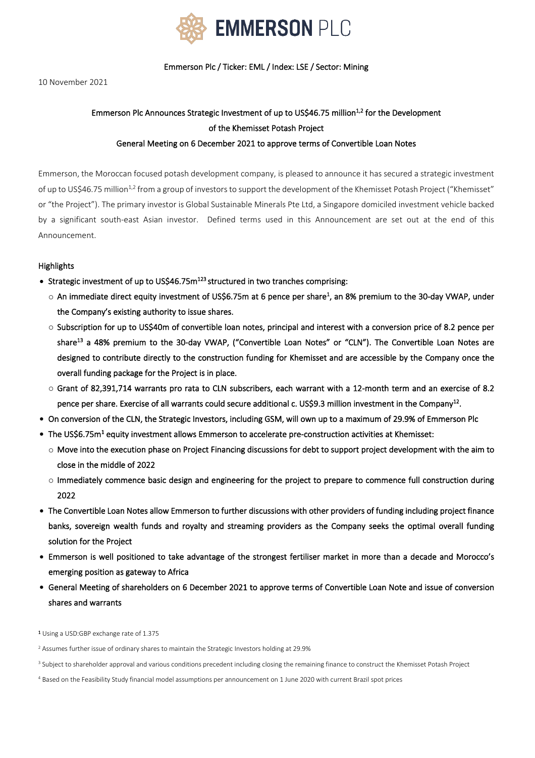# EMMERSON PLC

Emmerson Plc / Ticker: EML / Index: LSE / Sector: Mining

10 November 2021

## Emmerson Plc Announces Strategic Investment of up to US$46.75 million[1,2] for the Development of the Khemisset Potash Project
## General Meeting on 6 December 2021 to approve terms of Convertible Loan Notes

Emmerson, the Moroccan focused potash development company, is pleased to announce it has secured a strategic investment of up to US$46.75 million[1,2] from a group of investors to support the development of the Khemisset Potash Project ("Khemisset" or "the Project"). The primary investor is Global Sustainable Minerals Pte Ltd, a Singapore domiciled investment vehicle backed by a significant south-east Asian investor. Defined terms used in this Announcement are set out at the end of this Announcement.

### Highlights

- **Strategic investment of up to US$46.75m[123] structured in two tranches comprising:**
  - **An immediate direct equity investment of US$6.75m at 6 pence per share[1], an 8% premium to the 30-day VWAP, under the Company's existing authority to issue shares.**
  - **Subscription for up to US$40m of convertible loan notes, principal and interest with a conversion price of 8.2 pence per share[13] a 48% premium to the 30-day VWAP, ("Convertible Loan Notes" or "CLN"). The Convertible Loan Notes are designed to contribute directly to the construction funding for Khemisset and are accessible by the Company once the overall funding package for the Project is in place.**
  - **Grant of 82,391,714 warrants pro rata to CLN subscribers, each warrant with a 12-month term and an exercise of 8.2 pence per share. Exercise of all warrants could secure additional c. US$9.3 million investment in the Company[12].**
- **On conversion of the CLN, the Strategic Investors, including GSM, will own up to a maximum of 29.9% of Emmerson Plc**
- **The US$6.75m[1] equity investment allows Emmerson to accelerate pre-construction activities at Khemisset:**
  - **Move into the execution phase on Project Financing discussions for debt to support project development with the aim to close in the middle of 2022**
  - **Immediately commence basic design and engineering for the project to prepare to commence full construction during 2022**
- **The Convertible Loan Notes allow Emmerson to further discussions with other providers of funding including project finance banks, sovereign wealth funds and royalty and streaming providers as the Company seeks the optimal overall funding solution for the Project**
- **Emmerson is well positioned to take advantage of the strongest fertiliser market in more than a decade and Morocco's emerging position as gateway to Africa**
- **General Meeting of shareholders on 6 December 2021 to approve terms of Convertible Loan Note and issue of conversion shares and warrants**

[1] Using a USD:GBP exchange rate of 1.375

[2] Assumes further issue of ordinary shares to maintain the Strategic Investors holding at 29.9%

[3] Subject to shareholder approval and various conditions precedent including closing the remaining finance to construct the Khemisset Potash Project

[4] Based on the Feasibility Study financial model assumptions per announcement on 1 June 2020 with current Brazil spot prices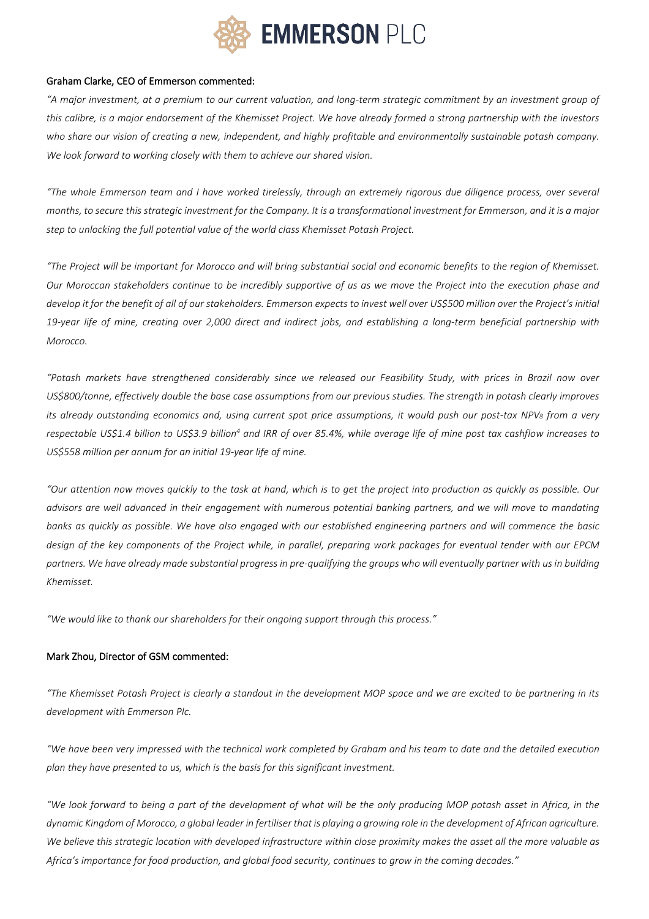**Graham Clarke, CEO of Emmerson commented:**

*"A major investment, at a premium to our current valuation, and long-term strategic commitment by an investment group of this calibre, is a major endorsement of the Khemisset Project. We have already formed a strong partnership with the investors who share our vision of creating a new, independent, and highly profitable and environmentally sustainable potash company. We look forward to working closely with them to achieve our shared vision.*

*"The whole Emmerson team and I have worked tirelessly, through an extremely rigorous due diligence process, over several months, to secure this strategic investment for the Company. It is a transformational investment for Emmerson, and it is a major step to unlocking the full potential value of the world class Khemisset Potash Project.*

*"The Project will be important for Morocco and will bring substantial social and economic benefits to the region of Khemisset. Our Moroccan stakeholders continue to be incredibly supportive of us as we move the Project into the execution phase and develop it for the benefit of all of our stakeholders. Emmerson expects to invest well over US$500 million over the Project's initial 19-year life of mine, creating over 2,000 direct and indirect jobs, and establishing a long-term beneficial partnership with Morocco.*

*"Potash markets have strengthened considerably since we released our Feasibility Study, with prices in Brazil now over US$800/tonne, effectively double the base case assumptions from our previous studies. The strength in potash clearly improves its already outstanding economics and, using current spot price assumptions, it would push our post-tax NPV$_8$ from a very respectable US$1.4 billion to US$3.9 billion[4] and IRR of over 85.4%, while average life of mine post tax cashflow increases to US$558 million per annum for an initial 19-year life of mine.*

*"Our attention now moves quickly to the task at hand, which is to get the project into production as quickly as possible. Our advisors are well advanced in their engagement with numerous potential banking partners, and we will move to mandating banks as quickly as possible. We have also engaged with our established engineering partners and will commence the basic design of the key components of the Project while, in parallel, preparing work packages for eventual tender with our EPCM partners. We have already made substantial progress in pre-qualifying the groups who will eventually partner with us in building Khemisset.*

*"We would like to thank our shareholders for their ongoing support through this process."*

**Mark Zhou, Director of GSM commented:**

*"The Khemisset Potash Project is clearly a standout in the development MOP space and we are excited to be partnering in its development with Emmerson Plc.*

*"We have been very impressed with the technical work completed by Graham and his team to date and the detailed execution plan they have presented to us, which is the basis for this significant investment.*

*"We look forward to being a part of the development of what will be the only producing MOP potash asset in Africa, in the dynamic Kingdom of Morocco, a global leader in fertiliser that is playing a growing role in the development of African agriculture. We believe this strategic location with developed infrastructure within close proximity makes the asset all the more valuable as Africa's importance for food production, and global food security, continues to grow in the coming decades."*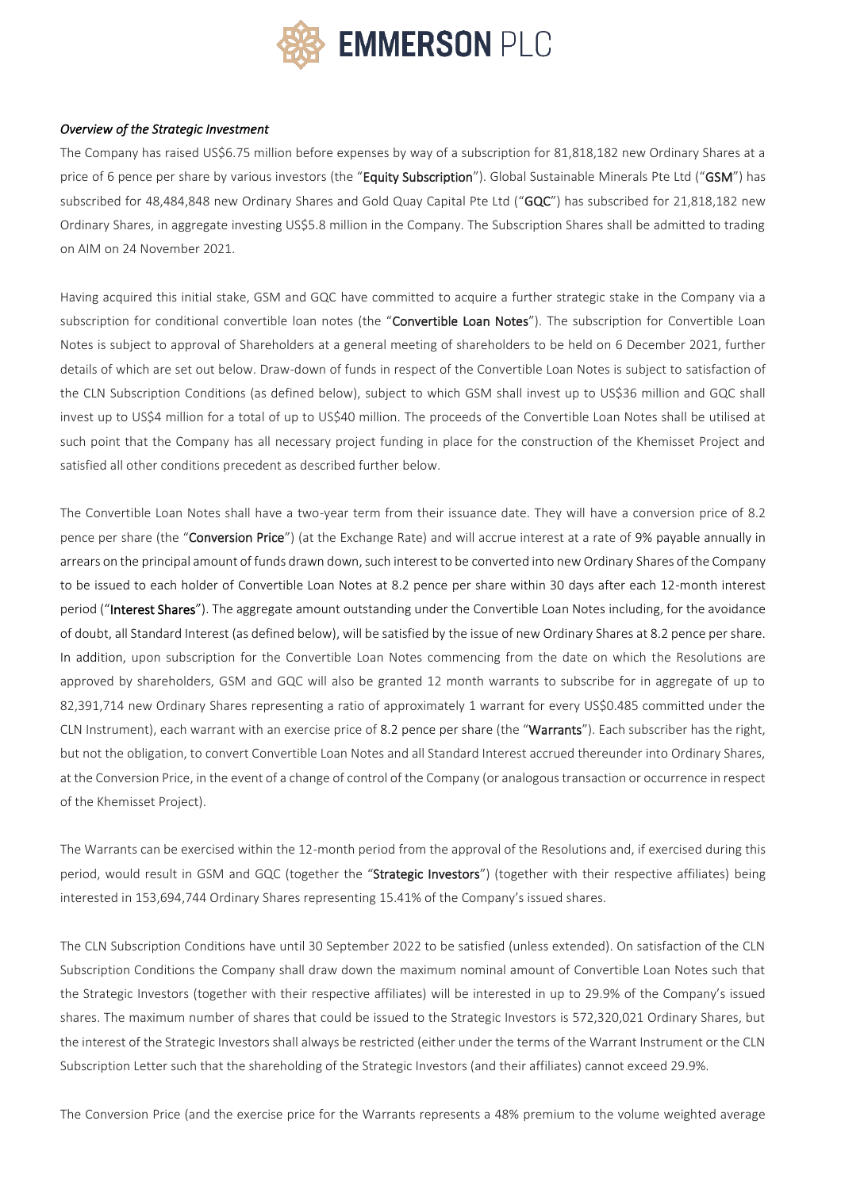### *Overview of the Strategic Investment*

The Company has raised US$6.75 million before expenses by way of a subscription for 81,818,182 new Ordinary Shares at a price of 6 pence per share by various investors (the "**Equity Subscription**"). Global Sustainable Minerals Pte Ltd ("**GSM**") has subscribed for 48,484,848 new Ordinary Shares and Gold Quay Capital Pte Ltd ("**GQC**") has subscribed for 21,818,182 new Ordinary Shares, in aggregate investing US$5.8 million in the Company. The Subscription Shares shall be admitted to trading on AIM on 24 November 2021.

Having acquired this initial stake, GSM and GQC have committed to acquire a further strategic stake in the Company via a subscription for conditional convertible loan notes (the "**Convertible Loan Notes**"). The subscription for Convertible Loan Notes is subject to approval of Shareholders at a general meeting of shareholders to be held on 6 December 2021, further details of which are set out below. Draw-down of funds in respect of the Convertible Loan Notes is subject to satisfaction of the CLN Subscription Conditions (as defined below), subject to which GSM shall invest up to US$36 million and GQC shall invest up to US$4 million for a total of up to US$40 million. The proceeds of the Convertible Loan Notes shall be utilised at such point that the Company has all necessary project funding in place for the construction of the Khemisset Project and satisfied all other conditions precedent as described further below.

The Convertible Loan Notes shall have a two-year term from their issuance date. They will have a conversion price of 8.2 pence per share (the "**Conversion Price**") (at the Exchange Rate) and will accrue interest at a rate of 9% payable annually in arrears on the principal amount of funds drawn down, such interest to be converted into new Ordinary Shares of the Company to be issued to each holder of Convertible Loan Notes at 8.2 pence per share within 30 days after each 12-month interest period ("**Interest Shares**"). The aggregate amount outstanding under the Convertible Loan Notes including, for the avoidance of doubt, all Standard Interest (as defined below), will be satisfied by the issue of new Ordinary Shares at 8.2 pence per share. In addition, upon subscription for the Convertible Loan Notes commencing from the date on which the Resolutions are approved by shareholders, GSM and GQC will also be granted 12 month warrants to subscribe for in aggregate of up to 82,391,714 new Ordinary Shares representing a ratio of approximately 1 warrant for every US$0.485 committed under the CLN Instrument), each warrant with an exercise price of 8.2 pence per share (the "**Warrants**"). Each subscriber has the right, but not the obligation, to convert Convertible Loan Notes and all Standard Interest accrued thereunder into Ordinary Shares, at the Conversion Price, in the event of a change of control of the Company (or analogous transaction or occurrence in respect of the Khemisset Project).

The Warrants can be exercised within the 12-month period from the approval of the Resolutions and, if exercised during this period, would result in GSM and GQC (together the "**Strategic Investors**") (together with their respective affiliates) being interested in 153,694,744 Ordinary Shares representing 15.41% of the Company's issued shares.

The CLN Subscription Conditions have until 30 September 2022 to be satisfied (unless extended). On satisfaction of the CLN Subscription Conditions the Company shall draw down the maximum nominal amount of Convertible Loan Notes such that the Strategic Investors (together with their respective affiliates) will be interested in up to 29.9% of the Company's issued shares. The maximum number of shares that could be issued to the Strategic Investors is 572,320,021 Ordinary Shares, but the interest of the Strategic Investors shall always be restricted (either under the terms of the Warrant Instrument or the CLN Subscription Letter such that the shareholding of the Strategic Investors (and their affiliates) cannot exceed 29.9%.

The Conversion Price (and the exercise price for the Warrants represents a 48% premium to the volume weighted average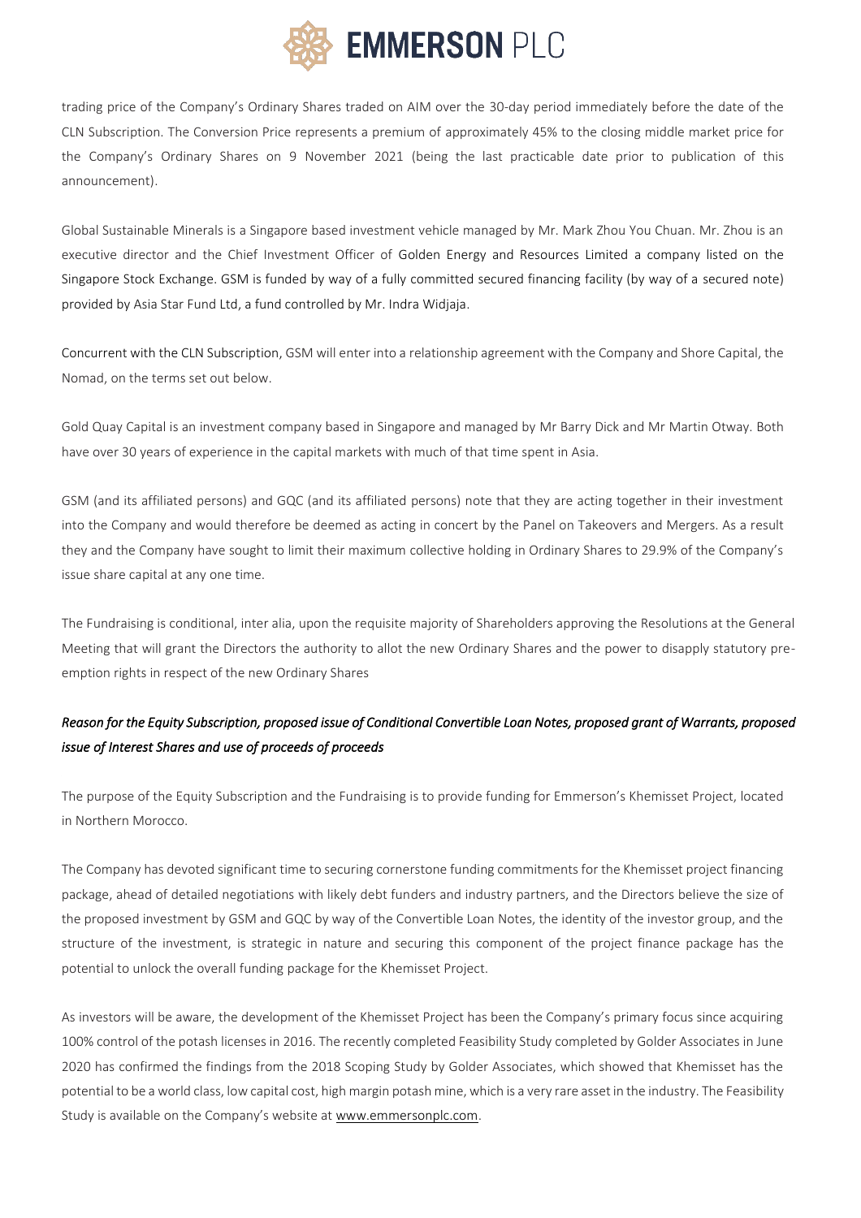trading price of the Company's Ordinary Shares traded on AIM over the 30-day period immediately before the date of the CLN Subscription. The Conversion Price represents a premium of approximately 45% to the closing middle market price for the Company's Ordinary Shares on 9 November 2021 (being the last practicable date prior to publication of this announcement).

Global Sustainable Minerals is a Singapore based investment vehicle managed by Mr. Mark Zhou You Chuan. Mr. Zhou is an executive director and the Chief Investment Officer of Golden Energy and Resources Limited a company listed on the Singapore Stock Exchange. GSM is funded by way of a fully committed secured financing facility (by way of a secured note) provided by Asia Star Fund Ltd, a fund controlled by Mr. Indra Widjaja.

Concurrent with the CLN Subscription, GSM will enter into a relationship agreement with the Company and Shore Capital, the Nomad, on the terms set out below.

Gold Quay Capital is an investment company based in Singapore and managed by Mr Barry Dick and Mr Martin Otway. Both have over 30 years of experience in the capital markets with much of that time spent in Asia.

GSM (and its affiliated persons) and GQC (and its affiliated persons) note that they are acting together in their investment into the Company and would therefore be deemed as acting in concert by the Panel on Takeovers and Mergers. As a result they and the Company have sought to limit their maximum collective holding in Ordinary Shares to 29.9% of the Company's issue share capital at any one time.

The Fundraising is conditional, inter alia, upon the requisite majority of Shareholders approving the Resolutions at the General Meeting that will grant the Directors the authority to allot the new Ordinary Shares and the power to disapply statutory pre-emption rights in respect of the new Ordinary Shares

*Reason for the Equity Subscription, proposed issue of Conditional Convertible Loan Notes, proposed grant of Warrants, proposed issue of Interest Shares and use of proceeds of proceeds*

The purpose of the Equity Subscription and the Fundraising is to provide funding for Emmerson's Khemisset Project, located in Northern Morocco.

The Company has devoted significant time to securing cornerstone funding commitments for the Khemisset project financing package, ahead of detailed negotiations with likely debt funders and industry partners, and the Directors believe the size of the proposed investment by GSM and GQC by way of the Convertible Loan Notes, the identity of the investor group, and the structure of the investment, is strategic in nature and securing this component of the project finance package has the potential to unlock the overall funding package for the Khemisset Project.

As investors will be aware, the development of the Khemisset Project has been the Company's primary focus since acquiring 100% control of the potash licenses in 2016. The recently completed Feasibility Study completed by Golder Associates in June 2020 has confirmed the findings from the 2018 Scoping Study by Golder Associates, which showed that Khemisset has the potential to be a world class, low capital cost, high margin potash mine, which is a very rare asset in the industry. The Feasibility Study is available on the Company's website at www.emmersonplc.com.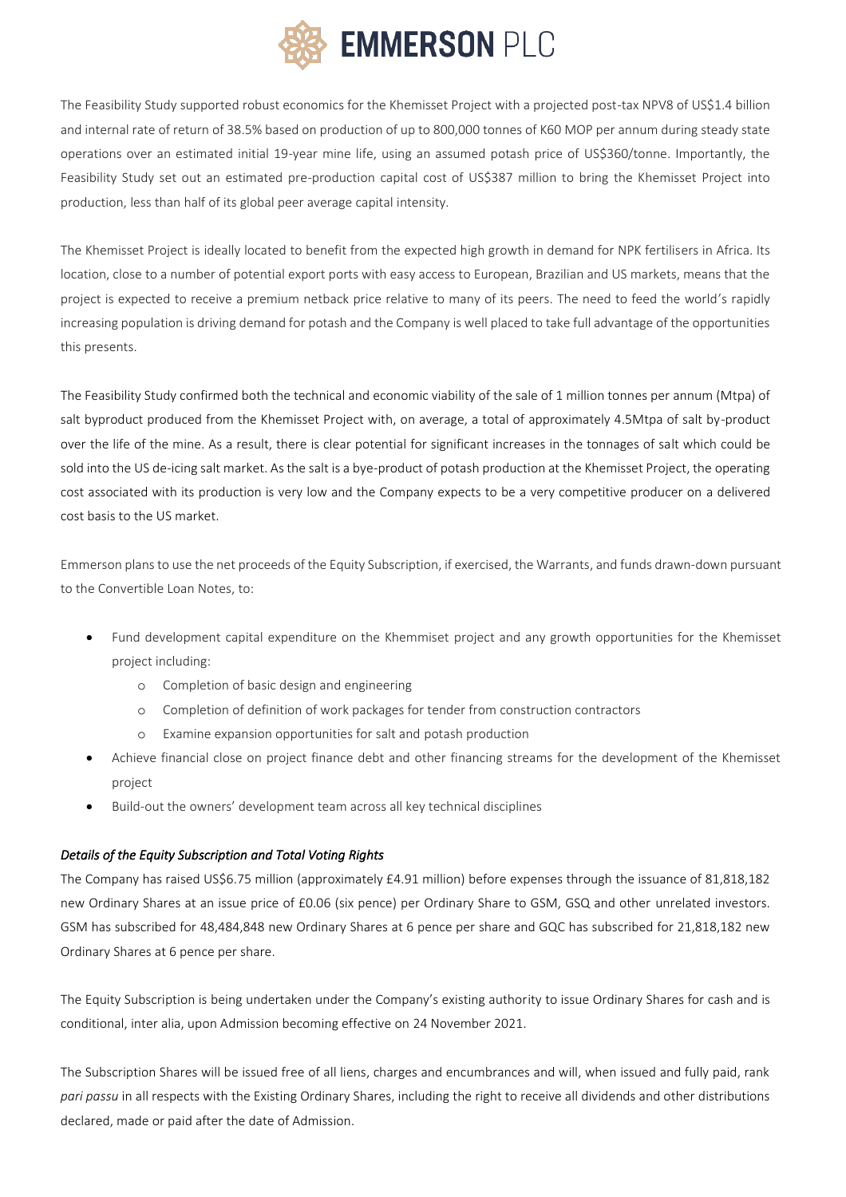The Feasibility Study supported robust economics for the Khemisset Project with a projected post-tax NPV8 of US$1.4 billion and internal rate of return of 38.5% based on production of up to 800,000 tonnes of K60 MOP per annum during steady state operations over an estimated initial 19-year mine life, using an assumed potash price of US$360/tonne. Importantly, the Feasibility Study set out an estimated pre-production capital cost of US$387 million to bring the Khemisset Project into production, less than half of its global peer average capital intensity.

The Khemisset Project is ideally located to benefit from the expected high growth in demand for NPK fertilisers in Africa. Its location, close to a number of potential export ports with easy access to European, Brazilian and US markets, means that the project is expected to receive a premium netback price relative to many of its peers. The need to feed the world's rapidly increasing population is driving demand for potash and the Company is well placed to take full advantage of the opportunities this presents.

The Feasibility Study confirmed both the technical and economic viability of the sale of 1 million tonnes per annum (Mtpa) of salt byproduct produced from the Khemisset Project with, on average, a total of approximately 4.5Mtpa of salt by-product over the life of the mine. As a result, there is clear potential for significant increases in the tonnages of salt which could be sold into the US de-icing salt market. As the salt is a bye-product of potash production at the Khemisset Project, the operating cost associated with its production is very low and the Company expects to be a very competitive producer on a delivered cost basis to the US market.

Emmerson plans to use the net proceeds of the Equity Subscription, if exercised, the Warrants, and funds drawn-down pursuant to the Convertible Loan Notes, to:

- Fund development capital expenditure on the Khemmiset project and any growth opportunities for the Khemisset project including:
  - Completion of basic design and engineering
  - Completion of definition of work packages for tender from construction contractors
  - Examine expansion opportunities for salt and potash production
- Achieve financial close on project finance debt and other financing streams for the development of the Khemisset project
- Build-out the owners' development team across all key technical disciplines

*Details of the Equity Subscription and Total Voting Rights*

The Company has raised US$6.75 million (approximately £4.91 million) before expenses through the issuance of 81,818,182 new Ordinary Shares at an issue price of £0.06 (six pence) per Ordinary Share to GSM, GSQ and other unrelated investors. GSM has subscribed for 48,484,848 new Ordinary Shares at 6 pence per share and GQC has subscribed for 21,818,182 new Ordinary Shares at 6 pence per share.

The Equity Subscription is being undertaken under the Company's existing authority to issue Ordinary Shares for cash and is conditional, inter alia, upon Admission becoming effective on 24 November 2021.

The Subscription Shares will be issued free of all liens, charges and encumbrances and will, when issued and fully paid, rank *pari passu* in all respects with the Existing Ordinary Shares, including the right to receive all dividends and other distributions declared, made or paid after the date of Admission.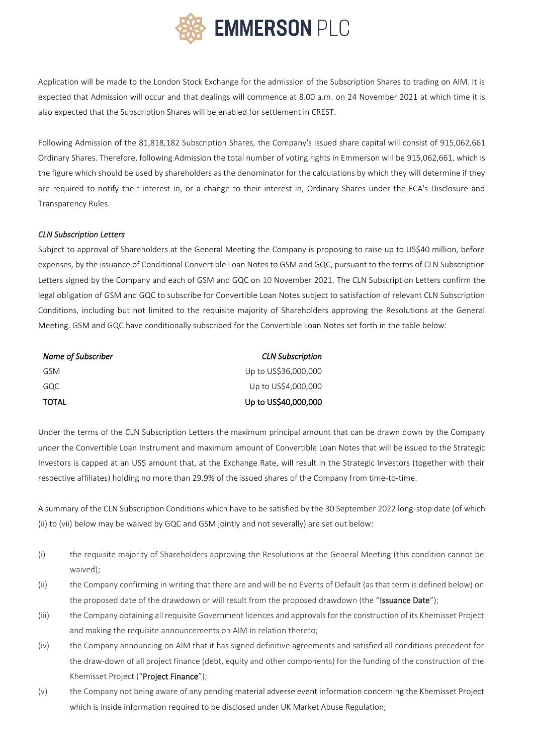Application will be made to the London Stock Exchange for the admission of the Subscription Shares to trading on AIM. It is expected that Admission will occur and that dealings will commence at 8.00 a.m. on 24 November 2021 at which time it is also expected that the Subscription Shares will be enabled for settlement in CREST.

Following Admission of the 81,818,182 Subscription Shares, the Company's issued share capital will consist of 915,062,661 Ordinary Shares. Therefore, following Admission the total number of voting rights in Emmerson will be 915,062,661, which is the figure which should be used by shareholders as the denominator for the calculations by which they will determine if they are required to notify their interest in, or a change to their interest in, Ordinary Shares under the FCA's Disclosure and Transparency Rules.

*CLN Subscription Letters*

Subject to approval of Shareholders at the General Meeting the Company is proposing to raise up to US$40 million, before expenses, by the issuance of Conditional Convertible Loan Notes to GSM and GQC, pursuant to the terms of CLN Subscription Letters signed by the Company and each of GSM and GQC on 10 November 2021. The CLN Subscription Letters confirm the legal obligation of GSM and GQC to subscribe for Convertible Loan Notes subject to satisfaction of relevant CLN Subscription Conditions, including but not limited to the requisite majority of Shareholders approving the Resolutions at the General Meeting. GSM and GQC have conditionally subscribed for the Convertible Loan Notes set forth in the table below:

| *Name of Subscriber* | *CLN Subscription* |
|---|---:|
| GSM | Up to US$36,000,000 |
| GQC | Up to US$4,000,000 |
| **TOTAL** | **Up to US$40,000,000** |

Under the terms of the CLN Subscription Letters the maximum principal amount that can be drawn down by the Company under the Convertible Loan Instrument and maximum amount of Convertible Loan Notes that will be issued to the Strategic Investors is capped at an US$ amount that, at the Exchange Rate, will result in the Strategic Investors (together with their respective affiliates) holding no more than 29.9% of the issued shares of the Company from time-to-time.

A summary of the CLN Subscription Conditions which have to be satisfied by the 30 September 2022 long-stop date (of which (ii) to (vii) below may be waived by GQC and GSM jointly and not severally) are set out below:

(i) the requisite majority of Shareholders approving the Resolutions at the General Meeting (this condition cannot be waived);

(ii) the Company confirming in writing that there are and will be no Events of Default (as that term is defined below) on the proposed date of the drawdown or will result from the proposed drawdown (the "**Issuance Date**");

(iii) the Company obtaining all requisite Government licences and approvals for the construction of its Khemisset Project and making the requisite announcements on AIM in relation thereto;

(iv) the Company announcing on AIM that it has signed definitive agreements and satisfied all conditions precedent for the draw-down of all project finance (debt, equity and other components) for the funding of the construction of the Khemisset Project ("**Project Finance**");

(v) the Company not being aware of any pending material adverse event information concerning the Khemisset Project which is inside information required to be disclosed under UK Market Abuse Regulation;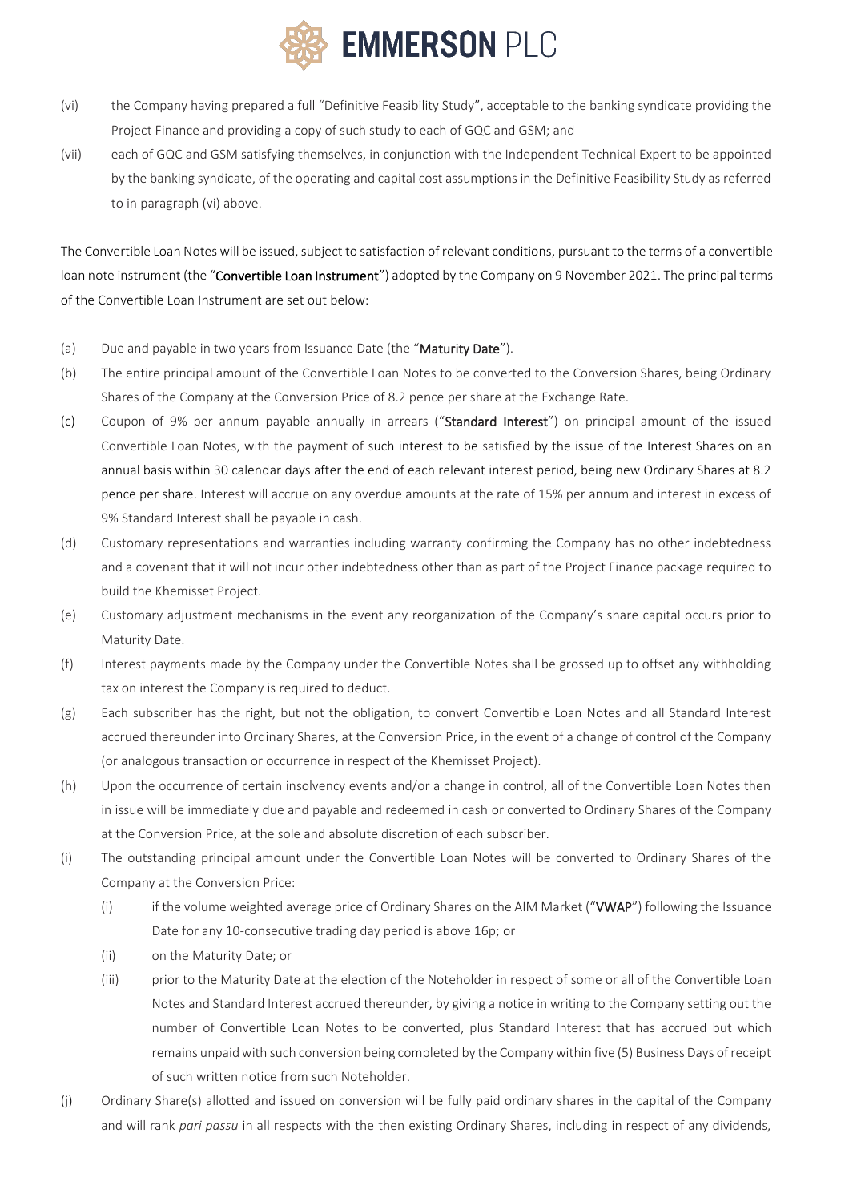(vi) the Company having prepared a full "Definitive Feasibility Study", acceptable to the banking syndicate providing the Project Finance and providing a copy of such study to each of GQC and GSM; and

(vii) each of GQC and GSM satisfying themselves, in conjunction with the Independent Technical Expert to be appointed by the banking syndicate, of the operating and capital cost assumptions in the Definitive Feasibility Study as referred to in paragraph (vi) above.

The Convertible Loan Notes will be issued, subject to satisfaction of relevant conditions, pursuant to the terms of a convertible loan note instrument (the "**Convertible Loan Instrument**") adopted by the Company on 9 November 2021. The principal terms of the Convertible Loan Instrument are set out below:

(a) Due and payable in two years from Issuance Date (the "**Maturity Date**").

(b) The entire principal amount of the Convertible Loan Notes to be converted to the Conversion Shares, being Ordinary Shares of the Company at the Conversion Price of 8.2 pence per share at the Exchange Rate.

(c) Coupon of 9% per annum payable annually in arrears ("**Standard Interest**") on principal amount of the issued Convertible Loan Notes, with the payment of such interest to be satisfied by the issue of the Interest Shares on an annual basis within 30 calendar days after the end of each relevant interest period, being new Ordinary Shares at 8.2 pence per share. Interest will accrue on any overdue amounts at the rate of 15% per annum and interest in excess of 9% Standard Interest shall be payable in cash.

(d) Customary representations and warranties including warranty confirming the Company has no other indebtedness and a covenant that it will not incur other indebtedness other than as part of the Project Finance package required to build the Khemisset Project.

(e) Customary adjustment mechanisms in the event any reorganization of the Company's share capital occurs prior to Maturity Date.

(f) Interest payments made by the Company under the Convertible Notes shall be grossed up to offset any withholding tax on interest the Company is required to deduct.

(g) Each subscriber has the right, but not the obligation, to convert Convertible Loan Notes and all Standard Interest accrued thereunder into Ordinary Shares, at the Conversion Price, in the event of a change of control of the Company (or analogous transaction or occurrence in respect of the Khemisset Project).

(h) Upon the occurrence of certain insolvency events and/or a change in control, all of the Convertible Loan Notes then in issue will be immediately due and payable and redeemed in cash or converted to Ordinary Shares of the Company at the Conversion Price, at the sole and absolute discretion of each subscriber.

(i) The outstanding principal amount under the Convertible Loan Notes will be converted to Ordinary Shares of the Company at the Conversion Price:

  (i) if the volume weighted average price of Ordinary Shares on the AIM Market ("**VWAP**") following the Issuance Date for any 10-consecutive trading day period is above 16p; or

  (ii) on the Maturity Date; or

  (iii) prior to the Maturity Date at the election of the Noteholder in respect of some or all of the Convertible Loan Notes and Standard Interest accrued thereunder, by giving a notice in writing to the Company setting out the number of Convertible Loan Notes to be converted, plus Standard Interest that has accrued but which remains unpaid with such conversion being completed by the Company within five (5) Business Days of receipt of such written notice from such Noteholder.

(j) Ordinary Share(s) allotted and issued on conversion will be fully paid ordinary shares in the capital of the Company and will rank *pari passu* in all respects with the then existing Ordinary Shares, including in respect of any dividends,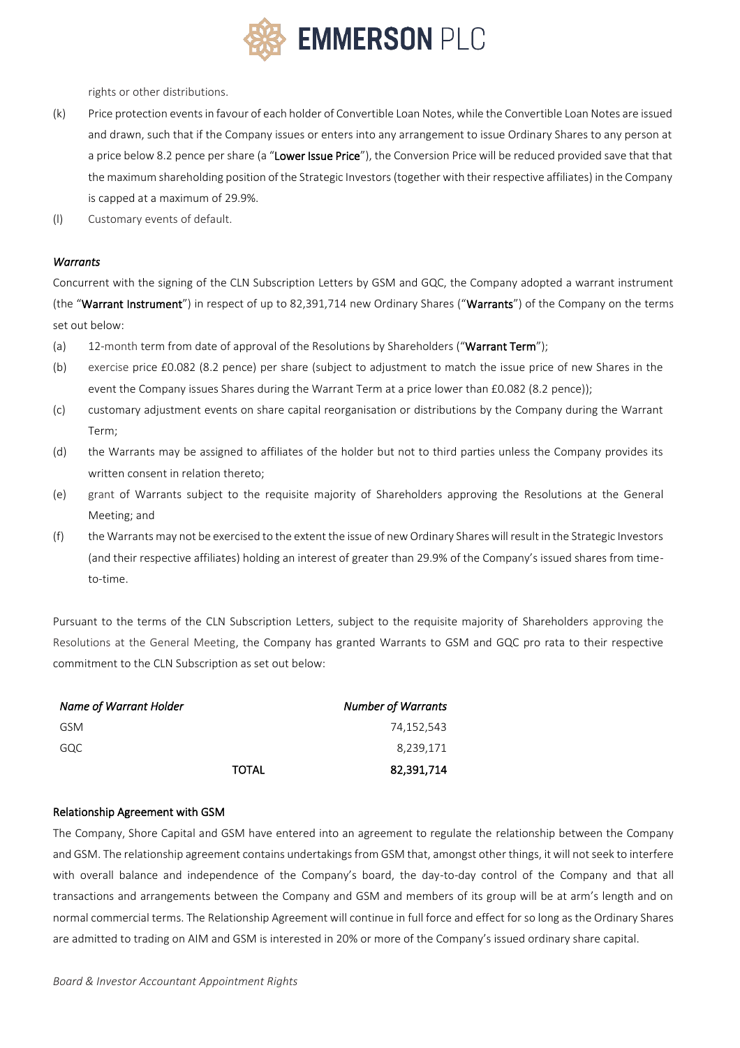rights or other distributions.

(k) Price protection events in favour of each holder of Convertible Loan Notes, while the Convertible Loan Notes are issued and drawn, such that if the Company issues or enters into any arrangement to issue Ordinary Shares to any person at a price below 8.2 pence per share (a "**Lower Issue Price**"), the Conversion Price will be reduced provided save that that the maximum shareholding position of the Strategic Investors (together with their respective affiliates) in the Company is capped at a maximum of 29.9%.

(l) Customary events of default.

*Warrants*

Concurrent with the signing of the CLN Subscription Letters by GSM and GQC, the Company adopted a warrant instrument (the "**Warrant Instrument**") in respect of up to 82,391,714 new Ordinary Shares ("**Warrants**") of the Company on the terms set out below:

(a) 12-month term from date of approval of the Resolutions by Shareholders ("**Warrant Term**");

(b) exercise price £0.082 (8.2 pence) per share (subject to adjustment to match the issue price of new Shares in the event the Company issues Shares during the Warrant Term at a price lower than £0.082 (8.2 pence));

(c) customary adjustment events on share capital reorganisation or distributions by the Company during the Warrant Term;

(d) the Warrants may be assigned to affiliates of the holder but not to third parties unless the Company provides its written consent in relation thereto;

(e) grant of Warrants subject to the requisite majority of Shareholders approving the Resolutions at the General Meeting; and

(f) the Warrants may not be exercised to the extent the issue of new Ordinary Shares will result in the Strategic Investors (and their respective affiliates) holding an interest of greater than 29.9% of the Company's issued shares from time-to-time.

Pursuant to the terms of the CLN Subscription Letters, subject to the requisite majority of Shareholders approving the Resolutions at the General Meeting, the Company has granted Warrants to GSM and GQC pro rata to their respective commitment to the CLN Subscription as set out below:

| *Name of Warrant Holder* | | *Number of Warrants* |
|---|---|---|
| GSM | | 74,152,543 |
| GQC | | 8,239,171 |
| | **TOTAL** | **82,391,714** |

**Relationship Agreement with GSM**

The Company, Shore Capital and GSM have entered into an agreement to regulate the relationship between the Company and GSM. The relationship agreement contains undertakings from GSM that, amongst other things, it will not seek to interfere with overall balance and independence of the Company's board, the day-to-day control of the Company and that all transactions and arrangements between the Company and GSM and members of its group will be at arm's length and on normal commercial terms. The Relationship Agreement will continue in full force and effect for so long as the Ordinary Shares are admitted to trading on AIM and GSM is interested in 20% or more of the Company's issued ordinary share capital.

*Board & Investor Accountant Appointment Rights*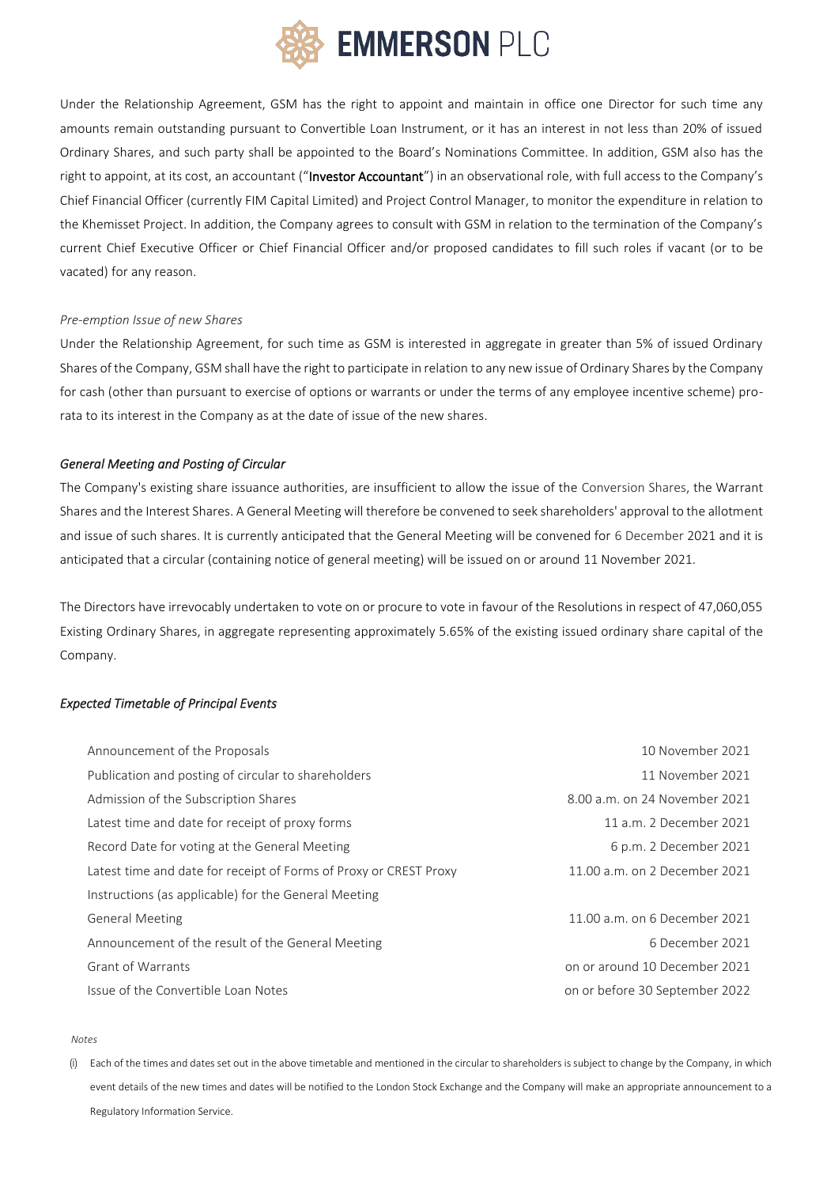Under the Relationship Agreement, GSM has the right to appoint and maintain in office one Director for such time any amounts remain outstanding pursuant to Convertible Loan Instrument, or it has an interest in not less than 20% of issued Ordinary Shares, and such party shall be appointed to the Board's Nominations Committee. In addition, GSM also has the right to appoint, at its cost, an accountant ("**Investor Accountant**") in an observational role, with full access to the Company's Chief Financial Officer (currently FIM Capital Limited) and Project Control Manager, to monitor the expenditure in relation to the Khemisset Project. In addition, the Company agrees to consult with GSM in relation to the termination of the Company's current Chief Executive Officer or Chief Financial Officer and/or proposed candidates to fill such roles if vacant (or to be vacated) for any reason.

*Pre-emption Issue of new Shares*

Under the Relationship Agreement, for such time as GSM is interested in aggregate in greater than 5% of issued Ordinary Shares of the Company, GSM shall have the right to participate in relation to any new issue of Ordinary Shares by the Company for cash (other than pursuant to exercise of options or warrants or under the terms of any employee incentive scheme) pro-rata to its interest in the Company as at the date of issue of the new shares.

***General Meeting and Posting of Circular***

The Company's existing share issuance authorities, are insufficient to allow the issue of the Conversion Shares, the Warrant Shares and the Interest Shares. A General Meeting will therefore be convened to seek shareholders' approval to the allotment and issue of such shares. It is currently anticipated that the General Meeting will be convened for 6 December 2021 and it is anticipated that a circular (containing notice of general meeting) will be issued on or around 11 November 2021.

The Directors have irrevocably undertaken to vote on or procure to vote in favour of the Resolutions in respect of 47,060,055 Existing Ordinary Shares, in aggregate representing approximately 5.65% of the existing issued ordinary share capital of the Company.

***Expected Timetable of Principal Events***

| | |
|---|---|
| Announcement of the Proposals | 10 November 2021 |
| Publication and posting of circular to shareholders | 11 November 2021 |
| Admission of the Subscription Shares | 8.00 a.m. on 24 November 2021 |
| Latest time and date for receipt of proxy forms | 11 a.m. 2 December 2021 |
| Record Date for voting at the General Meeting | 6 p.m. 2 December 2021 |
| Latest time and date for receipt of Forms of Proxy or CREST Proxy Instructions (as applicable) for the General Meeting | 11.00 a.m. on 2 December 2021 |
| General Meeting | 11.00 a.m. on 6 December 2021 |
| Announcement of the result of the General Meeting | 6 December 2021 |
| Grant of Warrants | on or around 10 December 2021 |
| Issue of the Convertible Loan Notes | on or before 30 September 2022 |

*Notes*

(i) Each of the times and dates set out in the above timetable and mentioned in the circular to shareholders is subject to change by the Company, in which event details of the new times and dates will be notified to the London Stock Exchange and the Company will make an appropriate announcement to a Regulatory Information Service.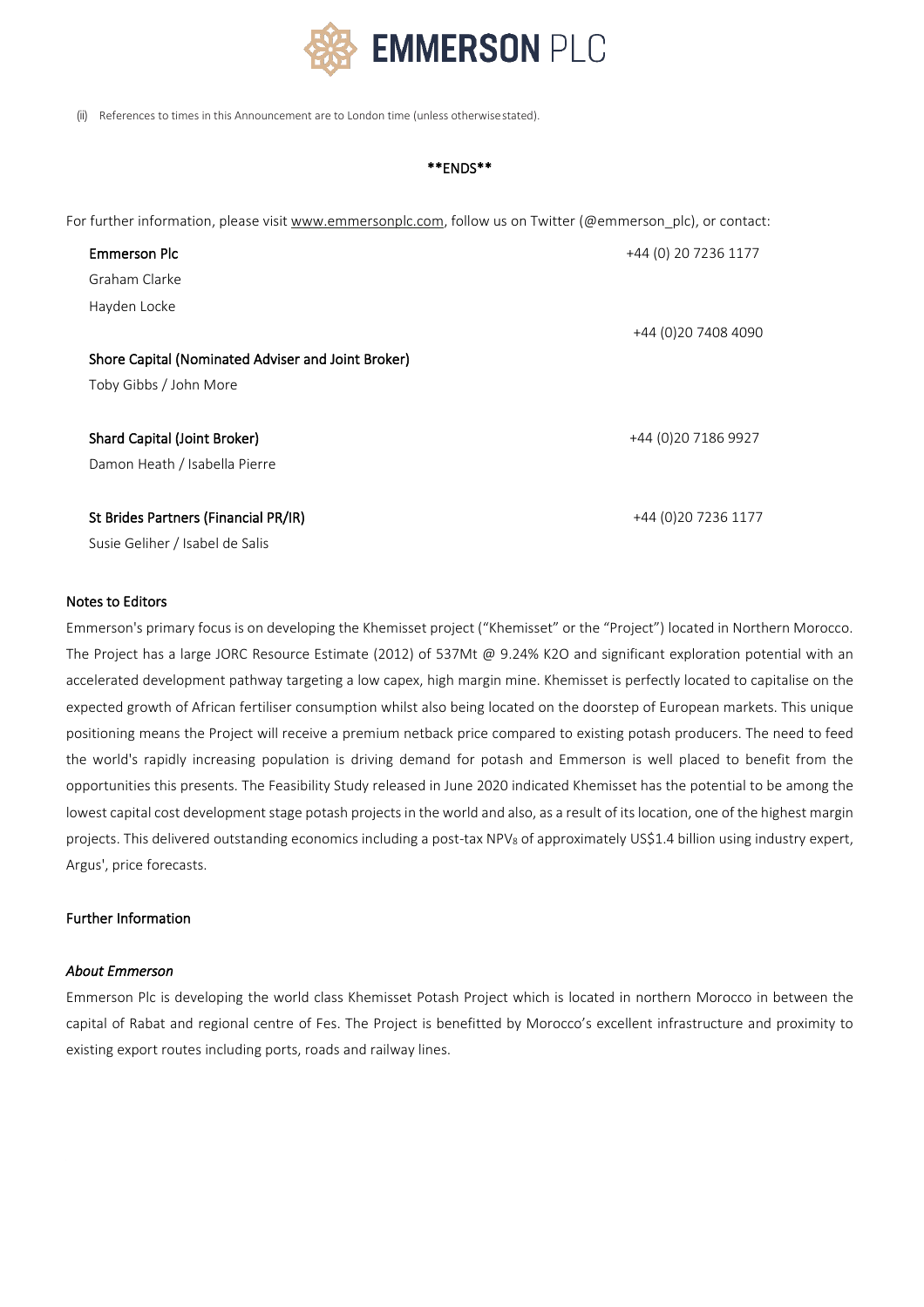(ii) References to times in this Announcement are to London time (unless otherwise stated).

**ENDS**

For further information, please visit www.emmersonplc.com, follow us on Twitter (@emmerson_plc), or contact:

| | |
|---|---|
| **Emmerson Plc** | +44 (0) 20 7236 1177 |
| Graham Clarke | |
| Hayden Locke | |
| **Shore Capital (Nominated Adviser and Joint Broker)** | +44 (0)20 7408 4090 |
| Toby Gibbs / John More | |
| **Shard Capital (Joint Broker)** | +44 (0)20 7186 9927 |
| Damon Heath / Isabella Pierre | |
| **St Brides Partners (Financial PR/IR)** | +44 (0)20 7236 1177 |
| Susie Geliher / Isabel de Salis | |

## Notes to Editors

Emmerson's primary focus is on developing the Khemisset project ("Khemisset" or the "Project") located in Northern Morocco. The Project has a large JORC Resource Estimate (2012) of 537Mt @ 9.24% K2O and significant exploration potential with an accelerated development pathway targeting a low capex, high margin mine. Khemisset is perfectly located to capitalise on the expected growth of African fertiliser consumption whilst also being located on the doorstep of European markets. This unique positioning means the Project will receive a premium netback price compared to existing potash producers. The need to feed the world's rapidly increasing population is driving demand for potash and Emmerson is well placed to benefit from the opportunities this presents. The Feasibility Study released in June 2020 indicated Khemisset has the potential to be among the lowest capital cost development stage potash projects in the world and also, as a result of its location, one of the highest margin projects. This delivered outstanding economics including a post-tax $NPV_8$ of approximately US$1.4 billion using industry expert, Argus', price forecasts.

## Further Information

### *About Emmerson*

Emmerson Plc is developing the world class Khemisset Potash Project which is located in northern Morocco in between the capital of Rabat and regional centre of Fes. The Project is benefitted by Morocco's excellent infrastructure and proximity to existing export routes including ports, roads and railway lines.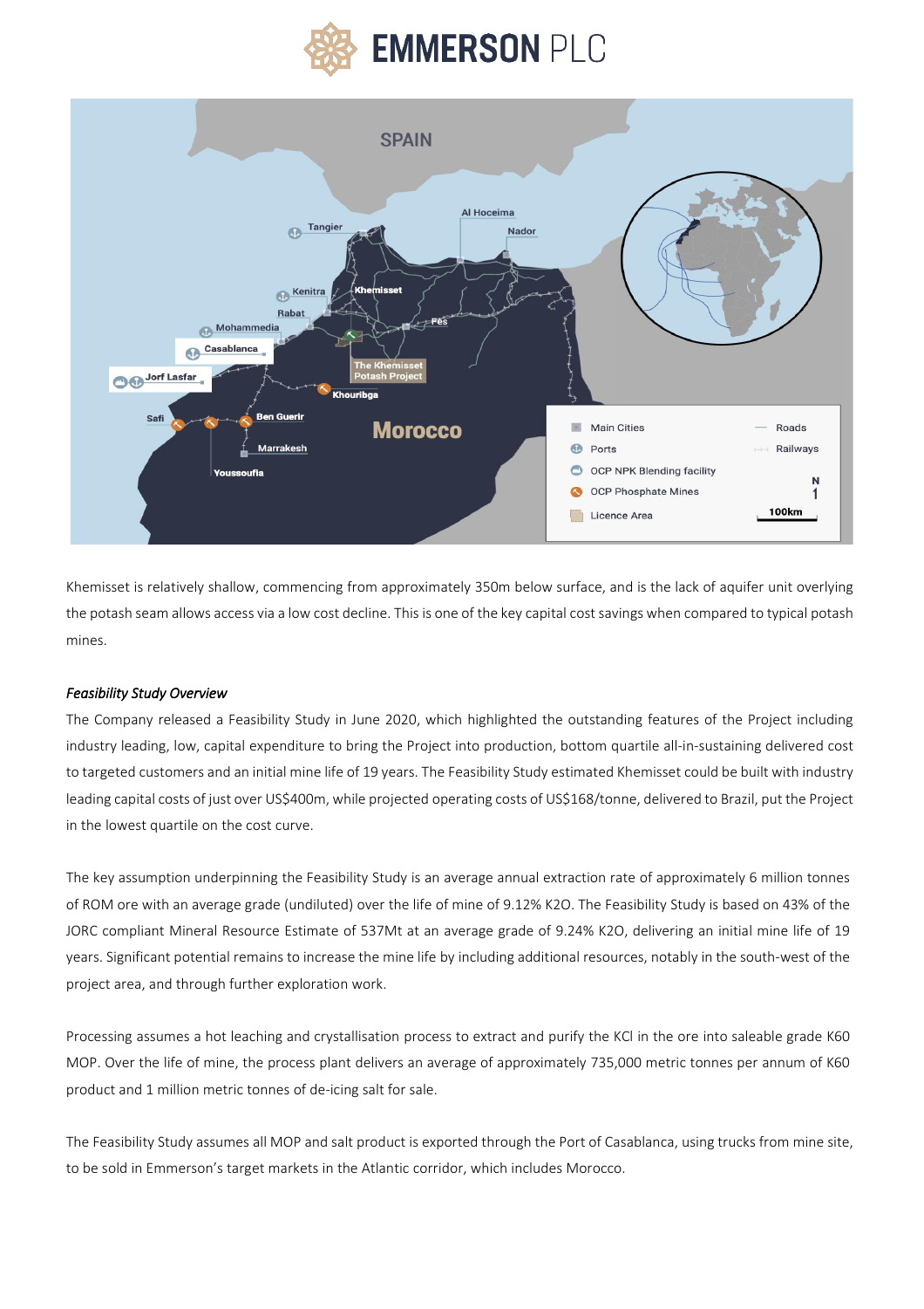Khemisset is relatively shallow, commencing from approximately 350m below surface, and is the lack of aquifer unit overlying the potash seam allows access via a low cost decline. This is one of the key capital cost savings when compared to typical potash mines.

*Feasibility Study Overview*

The Company released a Feasibility Study in June 2020, which highlighted the outstanding features of the Project including industry leading, low, capital expenditure to bring the Project into production, bottom quartile all-in-sustaining delivered cost to targeted customers and an initial mine life of 19 years. The Feasibility Study estimated Khemisset could be built with industry leading capital costs of just over US$400m, while projected operating costs of US$168/tonne, delivered to Brazil, put the Project in the lowest quartile on the cost curve.

The key assumption underpinning the Feasibility Study is an average annual extraction rate of approximately 6 million tonnes of ROM ore with an average grade (undiluted) over the life of mine of 9.12% $K_2O$. The Feasibility Study is based on 43% of the JORC compliant Mineral Resource Estimate of 537Mt at an average grade of 9.24% $K_2O$, delivering an initial mine life of 19 years. Significant potential remains to increase the mine life by including additional resources, notably in the south-west of the project area, and through further exploration work.

Processing assumes a hot leaching and crystallisation process to extract and purify the KCl in the ore into saleable grade K60 MOP. Over the life of mine, the process plant delivers an average of approximately 735,000 metric tonnes per annum of K60 product and 1 million metric tonnes of de-icing salt for sale.

The Feasibility Study assumes all MOP and salt product is exported through the Port of Casablanca, using trucks from mine site, to be sold in Emmerson's target markets in the Atlantic corridor, which includes Morocco.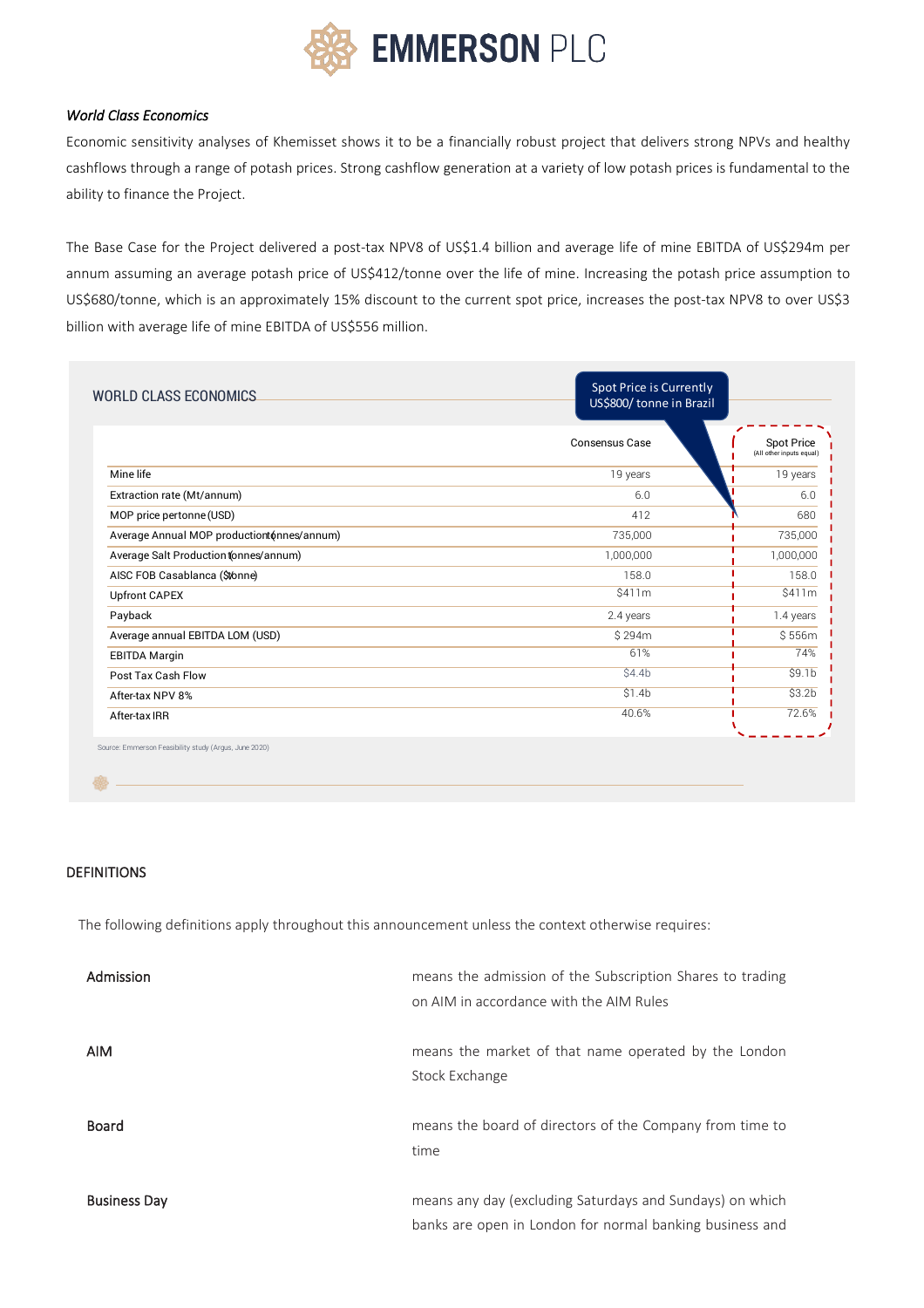*World Class Economics*

Economic sensitivity analyses of Khemisset shows it to be a financially robust project that delivers strong NPVs and healthy cashflows through a range of potash prices. Strong cashflow generation at a variety of low potash prices is fundamental to the ability to finance the Project.

The Base Case for the Project delivered a post-tax NPV8 of US$1.4 billion and average life of mine EBITDA of US$294m per annum assuming an average potash price of US$412/tonne over the life of mine. Increasing the potash price assumption to US$680/tonne, which is an approximately 15% discount to the current spot price, increases the post-tax NPV8 to over US$3 billion with average life of mine EBITDA of US$556 million.

WORLD CLASS ECONOMICS

Spot Price is Currently US$800/ tonne in Brazil

| | Consensus Case | Spot Price (All other inputs equal) |
|---|---|---|
| Mine life | 19 years | 19 years |
| Extraction rate (Mt/annum) | 6.0 | 6.0 |
| MOP price per tonne (USD) | 412 | 680 |
| Average Annual MOP production (tonnes/annum) | 735,000 | 735,000 |
| Average Salt Production (tonnes/annum) | 1,000,000 | 1,000,000 |
| AISC FOB Casablanca ($/tonne) | 158.0 | 158.0 |
| Upfront CAPEX | $411m | $411m |
| Payback | 2.4 years | 1.4 years |
| Average annual EBITDA LOM (USD) | $ 294m | $ 556m |
| EBITDA Margin | 61% | 74% |
| Post Tax Cash Flow | $4.4b | $9.1b |
| After-tax NPV 8% | $1.4b | $3.2b |
| After-tax IRR | 40.6% | 72.6% |

Source: Emmerson Feasibility study (Argus, June 2020)

## DEFINITIONS

The following definitions apply throughout this announcement unless the context otherwise requires:

| | |
|---|---|
| **Admission** | means the admission of the Subscription Shares to trading on AIM in accordance with the AIM Rules |
| **AIM** | means the market of that name operated by the London Stock Exchange |
| **Board** | means the board of directors of the Company from time to time |
| **Business Day** | means any day (excluding Saturdays and Sundays) on which banks are open in London for normal banking business and |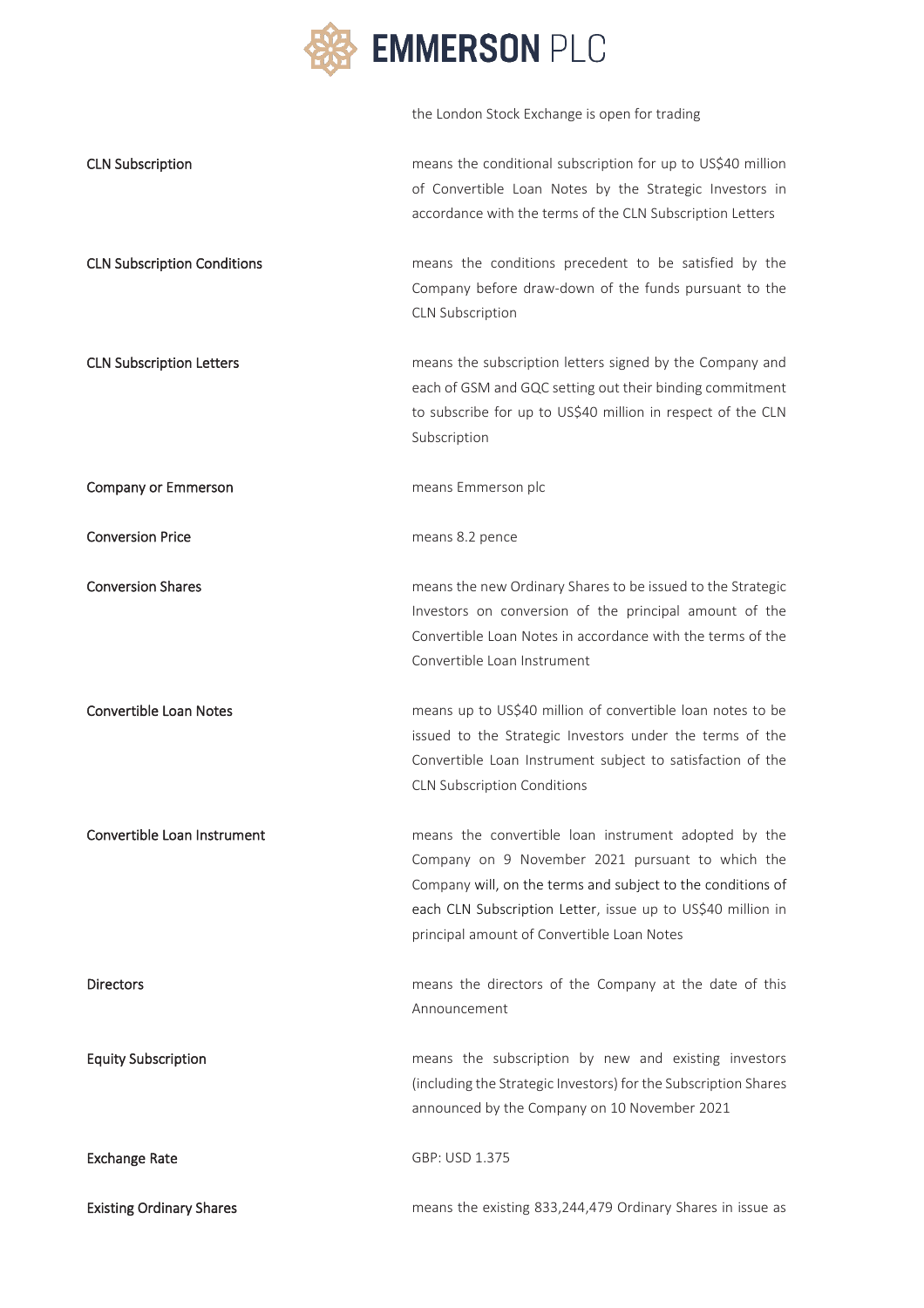| | |
|---|---|
| | the London Stock Exchange is open for trading |
| CLN Subscription | means the conditional subscription for up to US$40 million of Convertible Loan Notes by the Strategic Investors in accordance with the terms of the CLN Subscription Letters |
| CLN Subscription Conditions | means the conditions precedent to be satisfied by the Company before draw-down of the funds pursuant to the CLN Subscription |
| CLN Subscription Letters | means the subscription letters signed by the Company and each of GSM and GQC setting out their binding commitment to subscribe for up to US$40 million in respect of the CLN Subscription |
| Company or Emmerson | means Emmerson plc |
| Conversion Price | means 8.2 pence |
| Conversion Shares | means the new Ordinary Shares to be issued to the Strategic Investors on conversion of the principal amount of the Convertible Loan Notes in accordance with the terms of the Convertible Loan Instrument |
| Convertible Loan Notes | means up to US$40 million of convertible loan notes to be issued to the Strategic Investors under the terms of the Convertible Loan Instrument subject to satisfaction of the CLN Subscription Conditions |
| Convertible Loan Instrument | means the convertible loan instrument adopted by the Company on 9 November 2021 pursuant to which the Company will, on the terms and subject to the conditions of each CLN Subscription Letter, issue up to US$40 million in principal amount of Convertible Loan Notes |
| Directors | means the directors of the Company at the date of this Announcement |
| Equity Subscription | means the subscription by new and existing investors (including the Strategic Investors) for the Subscription Shares announced by the Company on 10 November 2021 |
| Exchange Rate | GBP: USD 1.375 |
| Existing Ordinary Shares | means the existing 833,244,479 Ordinary Shares in issue as |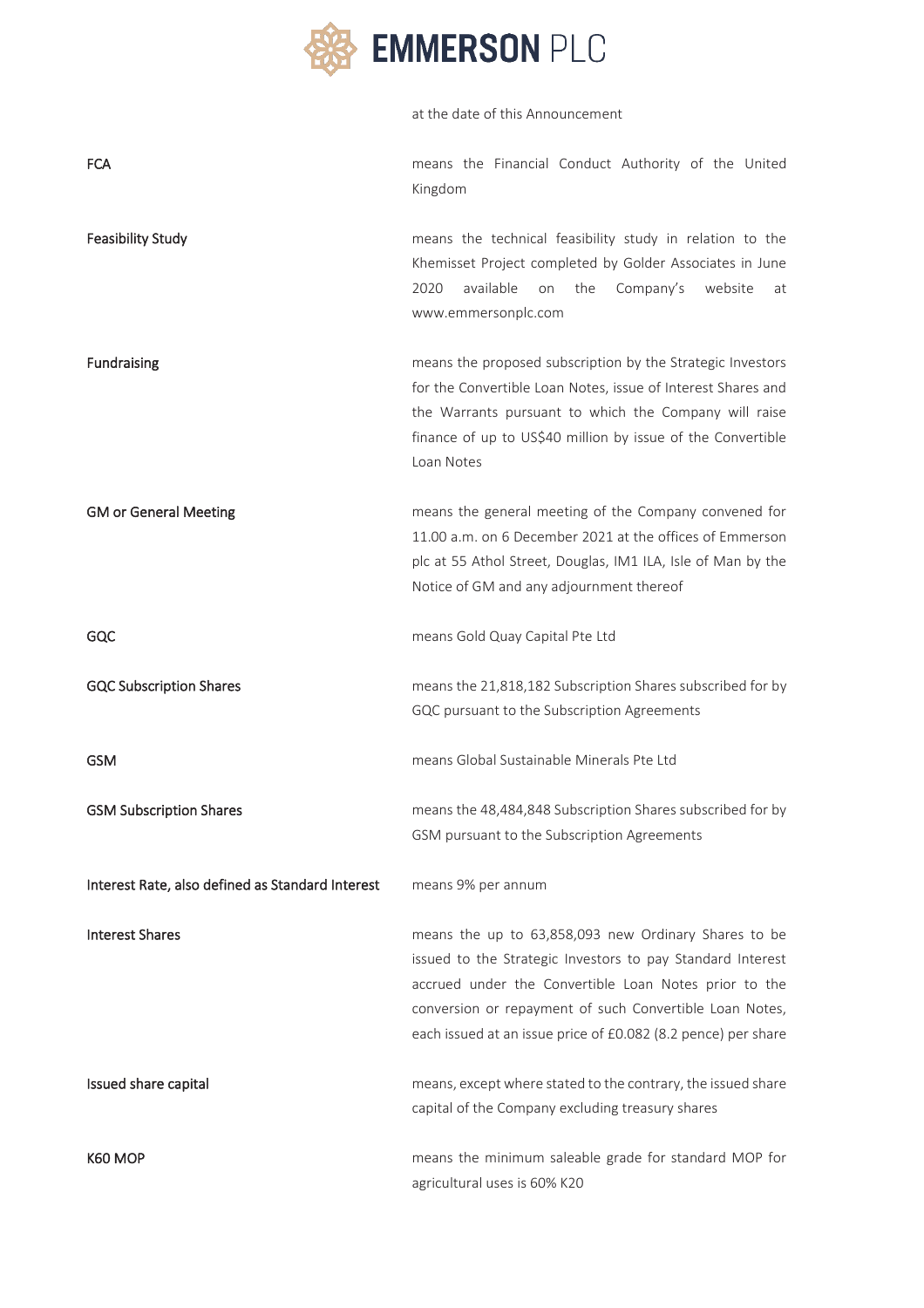at the date of this Announcement

| | |
|---|---|
| FCA | means the Financial Conduct Authority of the United Kingdom |
| Feasibility Study | means the technical feasibility study in relation to the Khemisset Project completed by Golder Associates in June 2020 available on the Company's website at www.emmersonplc.com |
| Fundraising | means the proposed subscription by the Strategic Investors for the Convertible Loan Notes, issue of Interest Shares and the Warrants pursuant to which the Company will raise finance of up to US$40 million by issue of the Convertible Loan Notes |
| GM or General Meeting | means the general meeting of the Company convened for 11.00 a.m. on 6 December 2021 at the offices of Emmerson plc at 55 Athol Street, Douglas, IM1 ILA, Isle of Man by the Notice of GM and any adjournment thereof |
| GQC | means Gold Quay Capital Pte Ltd |
| GQC Subscription Shares | means the 21,818,182 Subscription Shares subscribed for by GQC pursuant to the Subscription Agreements |
| GSM | means Global Sustainable Minerals Pte Ltd |
| GSM Subscription Shares | means the 48,484,848 Subscription Shares subscribed for by GSM pursuant to the Subscription Agreements |
| Interest Rate, also defined as Standard Interest | means 9% per annum |
| Interest Shares | means the up to 63,858,093 new Ordinary Shares to be issued to the Strategic Investors to pay Standard Interest accrued under the Convertible Loan Notes prior to the conversion or repayment of such Convertible Loan Notes, each issued at an issue price of £0.082 (8.2 pence) per share |
| Issued share capital | means, except where stated to the contrary, the issued share capital of the Company excluding treasury shares |
| K60 MOP | means the minimum saleable grade for standard MOP for agricultural uses is 60% K20 |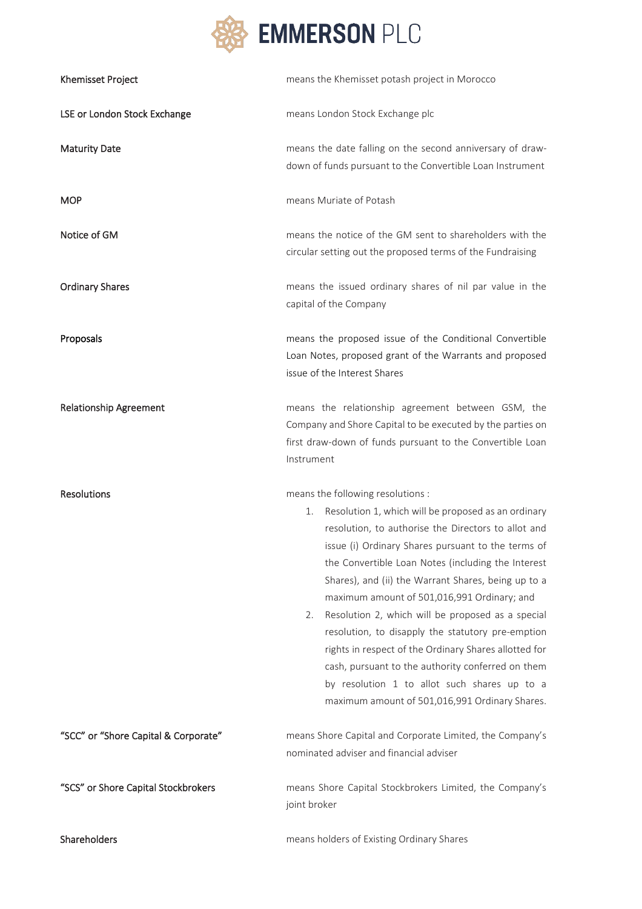| | |
|---|---|
| Khemisset Project | means the Khemisset potash project in Morocco |
| LSE or London Stock Exchange | means London Stock Exchange plc |
| Maturity Date | means the date falling on the second anniversary of draw-down of funds pursuant to the Convertible Loan Instrument |
| MOP | means Muriate of Potash |
| Notice of GM | means the notice of the GM sent to shareholders with the circular setting out the proposed terms of the Fundraising |
| Ordinary Shares | means the issued ordinary shares of nil par value in the capital of the Company |
| Proposals | means the proposed issue of the Conditional Convertible Loan Notes, proposed grant of the Warrants and proposed issue of the Interest Shares |
| Relationship Agreement | means the relationship agreement between GSM, the Company and Shore Capital to be executed by the parties on first draw-down of funds pursuant to the Convertible Loan Instrument |
| Resolutions | means the following resolutions :<br>1. Resolution 1, which will be proposed as an ordinary resolution, to authorise the Directors to allot and issue (i) Ordinary Shares pursuant to the terms of the Convertible Loan Notes (including the Interest Shares), and (ii) the Warrant Shares, being up to a maximum amount of 501,016,991 Ordinary; and<br>2. Resolution 2, which will be proposed as a special resolution, to disapply the statutory pre-emption rights in respect of the Ordinary Shares allotted for cash, pursuant to the authority conferred on them by resolution 1 to allot such shares up to a maximum amount of 501,016,991 Ordinary Shares. |
| "SCC" or "Shore Capital & Corporate" | means Shore Capital and Corporate Limited, the Company's nominated adviser and financial adviser |
| "SCS" or Shore Capital Stockbrokers | means Shore Capital Stockbrokers Limited, the Company's joint broker |
| Shareholders | means holders of Existing Ordinary Shares |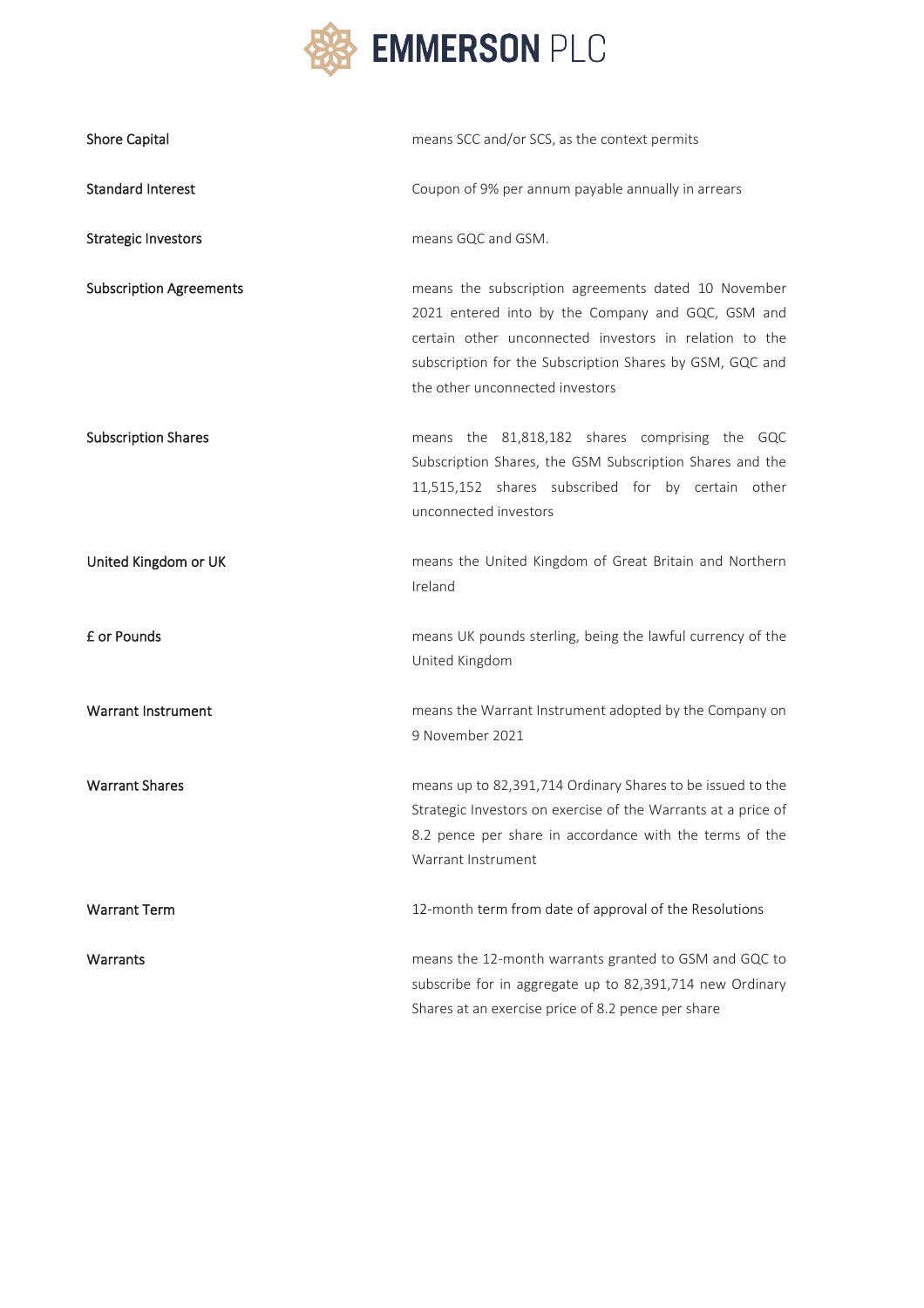| | |
|---|---|
| Shore Capital | means SCC and/or SCS, as the context permits |
| Standard Interest | Coupon of 9% per annum payable annually in arrears |
| Strategic Investors | means GQC and GSM. |
| Subscription Agreements | means the subscription agreements dated 10 November 2021 entered into by the Company and GQC, GSM and certain other unconnected investors in relation to the subscription for the Subscription Shares by GSM, GQC and the other unconnected investors |
| Subscription Shares | means the 81,818,182 shares comprising the GQC Subscription Shares, the GSM Subscription Shares and the 11,515,152 shares subscribed for by certain other unconnected investors |
| United Kingdom or UK | means the United Kingdom of Great Britain and Northern Ireland |
| £ or Pounds | means UK pounds sterling, being the lawful currency of the United Kingdom |
| Warrant Instrument | means the Warrant Instrument adopted by the Company on 9 November 2021 |
| Warrant Shares | means up to 82,391,714 Ordinary Shares to be issued to the Strategic Investors on exercise of the Warrants at a price of 8.2 pence per share in accordance with the terms of the Warrant Instrument |
| Warrant Term | 12-month term from date of approval of the Resolutions |
| Warrants | means the 12-month warrants granted to GSM and GQC to subscribe for in aggregate up to 82,391,714 new Ordinary Shares at an exercise price of 8.2 pence per share |